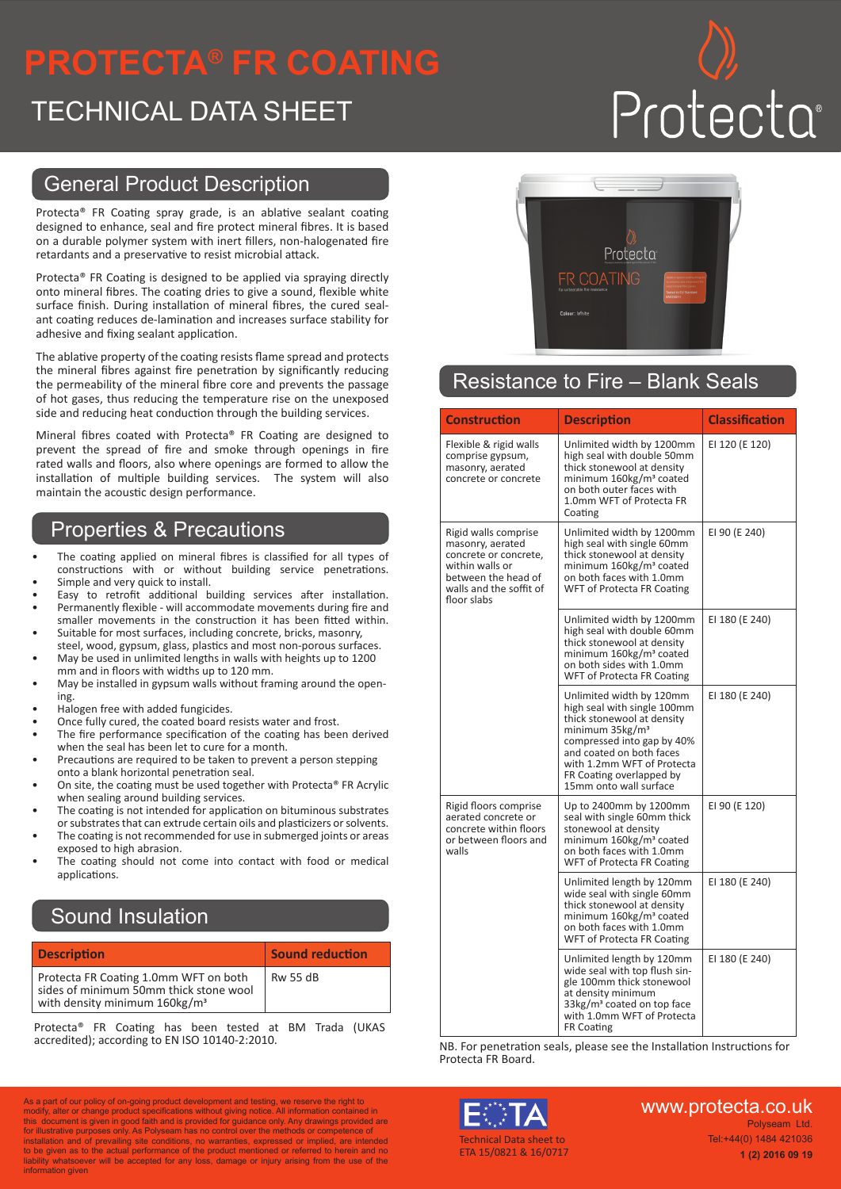# PROTECTA® FR COATING

## TECHNICAL DATA SHEET

## General Product Description

Protecta® FR Coating spray grade, is an ablative sealant coating designed to enhance, seal and fire protect mineral fibres. It is based on a durable polymer system with inert fillers, non-halogenated fire retardants and a preservative to resist microbial attack.

Protecta® FR Coating is designed to be applied via spraying directly onto mineral fibres. The coating dries to give a sound, flexible white surface finish. During installation of mineral fibres, the cured sealant coating reduces de-lamination and increases surface stability for adhesive and fixing sealant application.

The ablative property of the coating resists flame spread and protects the mineral fibres against fire penetration by significantly reducing the permeability of the mineral fibre core and prevents the passage of hot gases, thus reducing the temperature rise on the unexposed side and reducing heat conduction through the building services.

Mineral fibres coated with Protecta® FR Coating are designed to prevent the spread of fire and smoke through openings in fire rated walls and floors, also where openings are formed to allow the installation of multiple building services. The system will also maintain the acoustic design performance.

## Properties & Precautions

- The coating applied on mineral fibres is classified for all types of constructions with or without building service penetrations.
- Simple and very quick to install.
- Easy to retrofit additional building services after installation.
- Permanently flexible - will accommodate movements during fire and smaller movements in the construction it has been fitted within.
- Suitable for most surfaces, including concrete, bricks, masonry, steel, wood, gypsum, glass, plastics and most non-porous surfaces.
- May be used in unlimited lengths in walls with heights up to 1200 mm and in floors with widths up to 120 mm.
- May be installed in gypsum walls without framing around the opening.
- Halogen free with added fungicides.
- Once fully cured, the coated board resists water and frost.
- The fire performance specification of the coating has been derived when the seal has been let to cure for a month.
- Precautions are required to be taken to prevent a person stepping onto a blank horizontal penetration seal.
- On site, the coating must be used together with Protecta® FR Acrylic when sealing around building services.
- The coating is not intended for application on bituminous substrates or substrates that can extrude certain oils and plasticizers or solvents.
- The coating is not recommended for use in submerged joints or areas exposed to high abrasion.
- The coating should not come into contact with food or medical applications.

## Sound Insulation

| Description | Sound reduction |
|---|---|
| Protecta FR Coating 1.0mm WFT on both sides of minimum 50mm thick stone wool with density minimum 160kg/m³ | Rw 55 dB |

Protecta® FR Coating has been tested at BM Trada (UKAS accredited); according to EN ISO 10140-2:2010.

## Resistance to Fire – Blank Seals

| Construction | Description | Classification |
|---|---|---|
| Flexible & rigid walls comprise gypsum, masonry, aerated concrete or concrete | Unlimited width by 1200mm high seal with double 50mm thick stonewool at density minimum 160kg/m³ coated on both outer faces with 1.0mm WFT of Protecta FR Coating | EI 120 (E 120) |
| Rigid walls comprise masonry, aerated concrete or concrete, within walls or between the head of walls and the soffit of floor slabs | Unlimited width by 1200mm high seal with single 60mm thick stonewool at density minimum 160kg/m³ coated on both faces with 1.0mm WFT of Protecta FR Coating | EI 90 (E 240) |
| | Unlimited width by 1200mm high seal with double 60mm thick stonewool at density minimum 160kg/m³ coated on both sides with 1.0mm WFT of Protecta FR Coating | EI 180 (E 240) |
| | Unlimited width by 120mm high seal with single 100mm thick stonewool at density minimum 35kg/m³ compressed into gap by 40% and coated on both faces with 1.2mm WFT of Protecta FR Coating overlapped by 15mm onto wall surface | EI 180 (E 240) |
| Rigid floors comprise aerated concrete or concrete within floors or between floors and walls | Up to 2400mm by 1200mm seal with single 60mm thick stonewool at density minimum 160kg/m³ coated on both faces with 1.0mm WFT of Protecta FR Coating | EI 90 (E 120) |
| | Unlimited length by 120mm wide seal with single 60mm thick stonewool at density minimum 160kg/m³ coated on both faces with 1.0mm WFT of Protecta FR Coating | EI 180 (E 240) |
| | Unlimited length by 120mm wide seal with top flush single 100mm thick stonewool at density minimum 33kg/m³ coated on top face with 1.0mm WFT of Protecta FR Coating | EI 180 (E 240) |

NB. For penetration seals, please see the Installation Instructions for Protecta FR Board.

As a part of our policy of on-going product development and testing, we reserve the right to modify, alter or change product specifications without giving notice. All information contained in this document is given in good faith and is provided for guidance only. Any drawings provided are for illustrative purposes only. As Polyseam has no control over the methods or competence of installation and of prevailing site conditions, no warranties, expressed or implied, are intended to be given as to the actual performance of the product mentioned or referred to herein and no liability whatsoever will be accepted for any loss, damage or injury arising from the use of the information given

Technical Data sheet to ETA 15/0821 & 16/0717

www.protecta.co.uk

Polyseam Ltd.

Tel:+44(0) 1484 421036

1 (2) 2016 09 19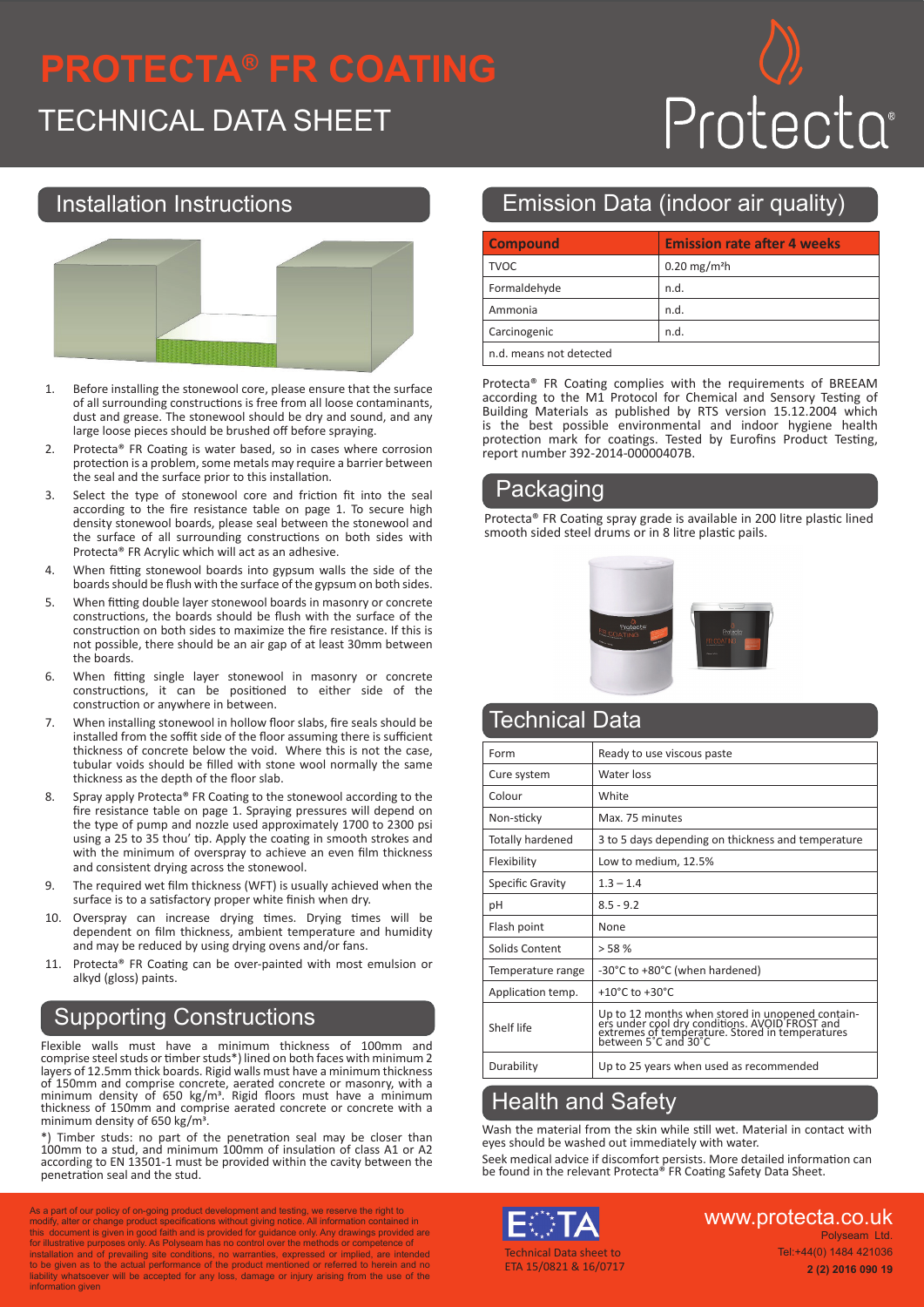# PROTECTA® FR COATING

## TECHNICAL DATA SHEET

## Installation Instructions

1. Before installing the stonewool core, please ensure that the surface of all surrounding constructions is free from all loose contaminants, dust and grease. The stonewool should be dry and sound, and any large loose pieces should be brushed off before spraying.
2. Protecta® FR Coating is water based, so in cases where corrosion protection is a problem, some metals may require a barrier between the seal and the surface prior to this installation.
3. Select the type of stonewool core and friction fit into the seal according to the fire resistance table on page 1. To secure high density stonewool boards, please seal between the stonewool and the surface of all surrounding constructions on both sides with Protecta® FR Acrylic which will act as an adhesive.
4. When fitting stonewool boards into gypsum walls the side of the boards should be flush with the surface of the gypsum on both sides.
5. When fitting double layer stonewool boards in masonry or concrete constructions, the boards should be flush with the surface of the construction on both sides to maximize the fire resistance. If this is not possible, there should be an air gap of at least 30mm between the boards.
6. When fitting single layer stonewool in masonry or concrete constructions, it can be positioned to either side of the construction or anywhere in between.
7. When installing stonewool in hollow floor slabs, fire seals should be installed from the soffit side of the floor assuming there is sufficient thickness of concrete below the void. Where this is not the case, tubular voids should be filled with stone wool normally the same thickness as the depth of the floor slab.
8. Spray apply Protecta® FR Coating to the stonewool according to the fire resistance table on page 1. Spraying pressures will depend on the type of pump and nozzle used approximately 1700 to 2300 psi using a 25 to 35 thou' tip. Apply the coating in smooth strokes and with the minimum of overspray to achieve an even film thickness and consistent drying across the stonewool.
9. The required wet film thickness (WFT) is usually achieved when the surface is to a satisfactory proper white finish when dry.
10. Overspray can increase drying times. Drying times will be dependent on film thickness, ambient temperature and humidity and may be reduced by using drying ovens and/or fans.
11. Protecta® FR Coating can be over-painted with most emulsion or alkyd (gloss) paints.

## Supporting Constructions

Flexible walls must have a minimum thickness of 100mm and comprise steel studs or timber studs*) lined on both faces with minimum 2 layers of 12.5mm thick boards. Rigid walls must have a minimum thickness of 150mm and comprise concrete, aerated concrete or masonry, with a minimum density of 650 kg/m³. Rigid floors must have a minimum thickness of 150mm and comprise aerated concrete or concrete with a minimum density of 650 kg/m³.

*) Timber studs: no part of the penetration seal may be closer than 100mm to a stud, and minimum 100mm of insulation of class A1 or A2 according to EN 13501-1 must be provided within the cavity between the penetration seal and the stud.

## Emission Data (indoor air quality)

| Compound | Emission rate after 4 weeks |
|---|---|
| TVOC | 0.20 mg/m²h |
| Formaldehyde | n.d. |
| Ammonia | n.d. |
| Carcinogenic | n.d. |
| n.d. means not detected | |

Protecta® FR Coating complies with the requirements of BREEAM according to the M1 Protocol for Chemical and Sensory Testing of Building Materials as published by RTS version 15.12.2004 which is the best possible environmental and indoor hygiene health protection mark for coatings. Tested by Eurofins Product Testing, report number 392-2014-00000407B.

## Packaging

Protecta® FR Coating spray grade is available in 200 litre plastic lined smooth sided steel drums or in 8 litre plastic pails.

## Technical Data

| | |
|---|---|
| Form | Ready to use viscous paste |
| Cure system | Water loss |
| Colour | White |
| Non-sticky | Max. 75 minutes |
| Totally hardened | 3 to 5 days depending on thickness and temperature |
| Flexibility | Low to medium, 12.5% |
| Specific Gravity | 1.3 – 1.4 |
| pH | 8.5 - 9.2 |
| Flash point | None |
| Solids Content | > 58 % |
| Temperature range | -30°C to +80°C (when hardened) |
| Application temp. | +10°C to +30°C |
| Shelf life | Up to 12 months when stored in unopened containers under cool dry conditions. AVOID FROST and extremes of temperature. Stored in temperatures between 5°C and 30°C |
| Durability | Up to 25 years when used as recommended |

## Health and Safety

Wash the material from the skin while still wet. Material in contact with eyes should be washed out immediately with water.

Seek medical advice if discomfort persists. More detailed information can be found in the relevant Protecta® FR Coating Safety Data Sheet.

As a part of our policy of on-going product development and testing, we reserve the right to modify, alter or change product specifications without giving notice. All information contained in this document is given in good faith and is provided for guidance only. Any drawings provided are for illustrative purposes only. As Polyseam has no control over the methods or competence of installation and of prevailing site conditions, no warranties, expressed or implied, are intended to be given as to the actual performance of the product mentioned or referred to herein and no liability whatsoever will be accepted for any loss, damage or injury arising from the use of the information given

Technical Data sheet to ETA 15/0821 & 16/0717

www.protecta.co.uk
Polyseam Ltd.
Tel:+44(0) 1484 421036
**2 (2) 2016 090 19**